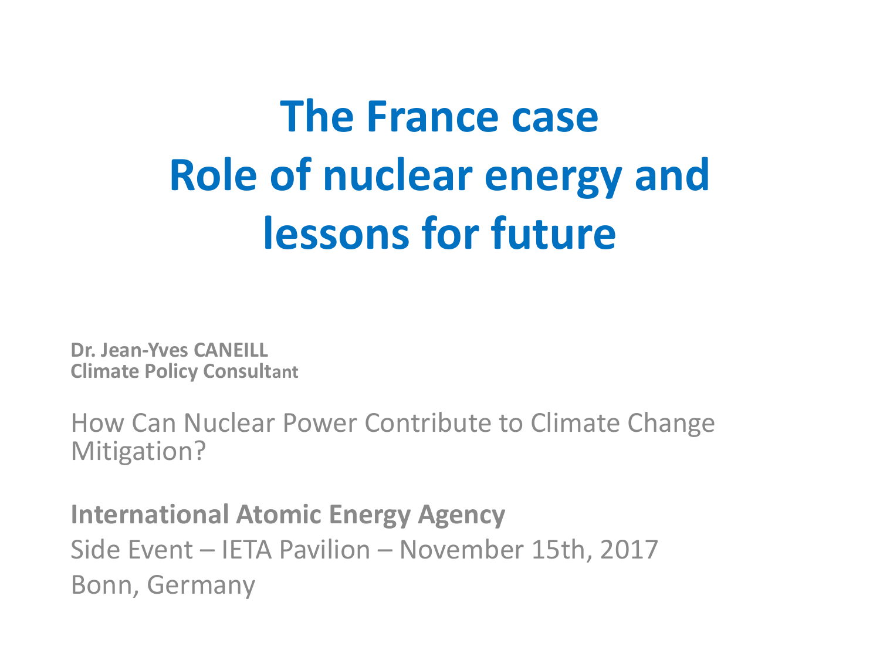# The France case Role of nuclear energy and lessons for future

**Dr. Jean-Yves CANEILL**
**Climate Policy Consultant**

How Can Nuclear Power Contribute to Climate Change Mitigation?

**International Atomic Energy Agency**
Side Event – IETA Pavilion – November 15th, 2017
Bonn, Germany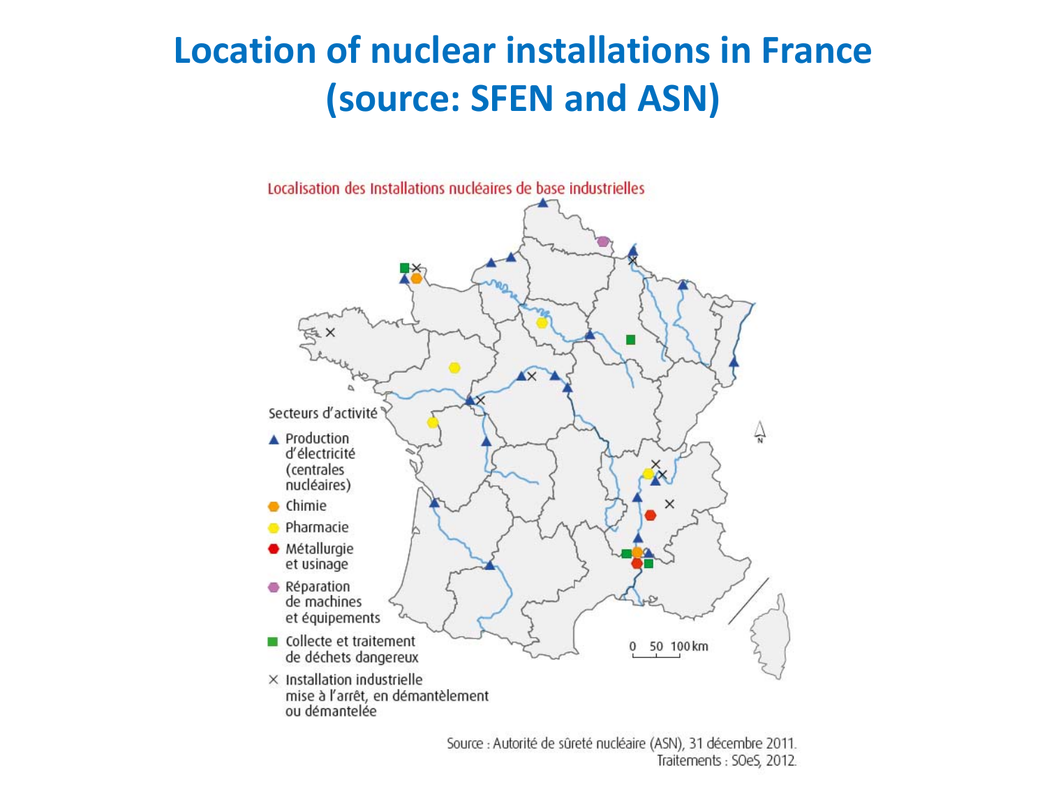# Location of nuclear installations in France (source: SFEN and ASN)

Localisation des Installations nucléaires de base industrielles

Secteurs d'activité

- ▲ Production d'électricité (centrales nucléaires)
- Chimie
- Pharmacie
- Métallurgie et usinage
- Réparation de machines et équipements
- ■ Collecte et traitement de déchets dangereux
- × Installation industrielle mise à l'arrêt, en démantèlement ou démantelée

0 50 100 km

Source : Autorité de sûreté nucléaire (ASN), 31 décembre 2011.
Traitements : SOeS, 2012.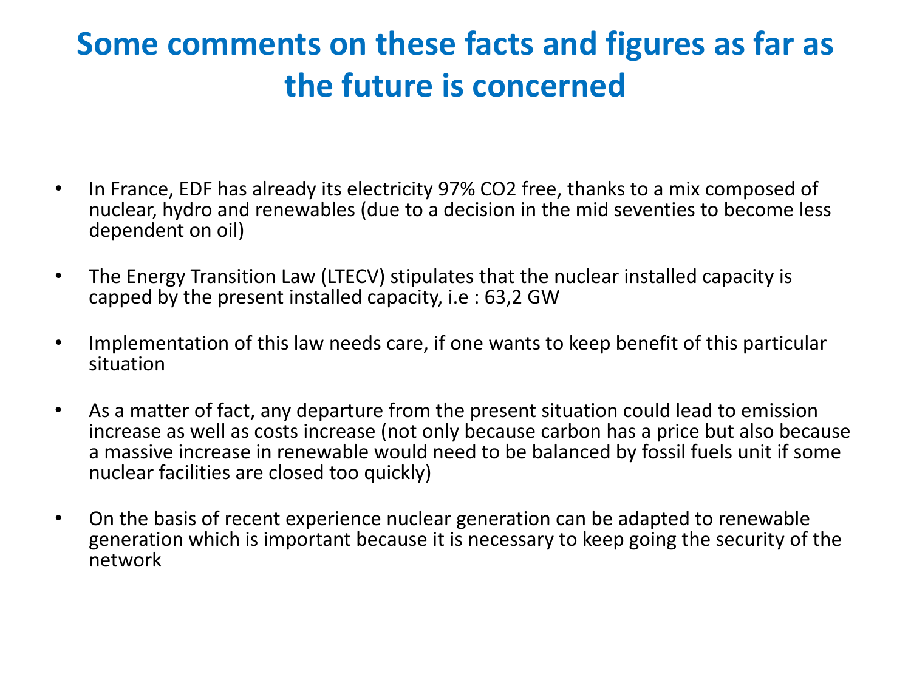# Some comments on these facts and figures as far as the future is concerned

- In France, EDF has already its electricity 97% $CO_2$ free, thanks to a mix composed of nuclear, hydro and renewables (due to a decision in the mid seventies to become less dependent on oil)
- The Energy Transition Law (LTECV) stipulates that the nuclear installed capacity is capped by the present installed capacity, i.e : 63,2 GW
- Implementation of this law needs care, if one wants to keep benefit of this particular situation
- As a matter of fact, any departure from the present situation could lead to emission increase as well as costs increase (not only because carbon has a price but also because a massive increase in renewable would need to be balanced by fossil fuels unit if some nuclear facilities are closed too quickly)
- On the basis of recent experience nuclear generation can be adapted to renewable generation which is important because it is necessary to keep going the security of the network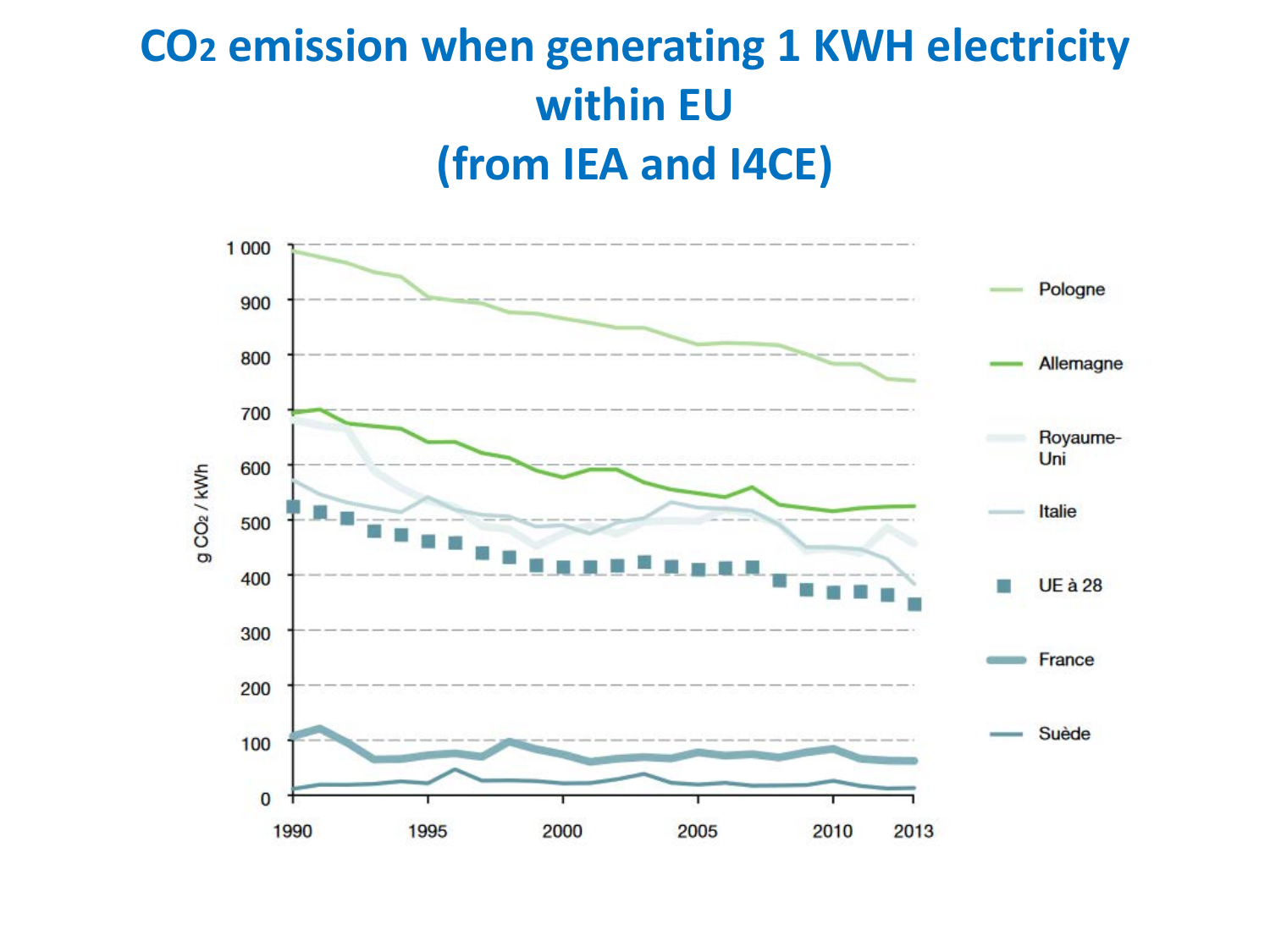# $CO_2$ emission when generating 1 KWH electricity within EU (from IEA and I4CE)

g $CO_2$ / kWh

1 000
900
800
700
600
500
400
300
200
100
0

1990 1995 2000 2005 2010 2013

- Pologne
- Allemagne
- Royaume-Uni
- Italie
- UE à 28
- France
- Suède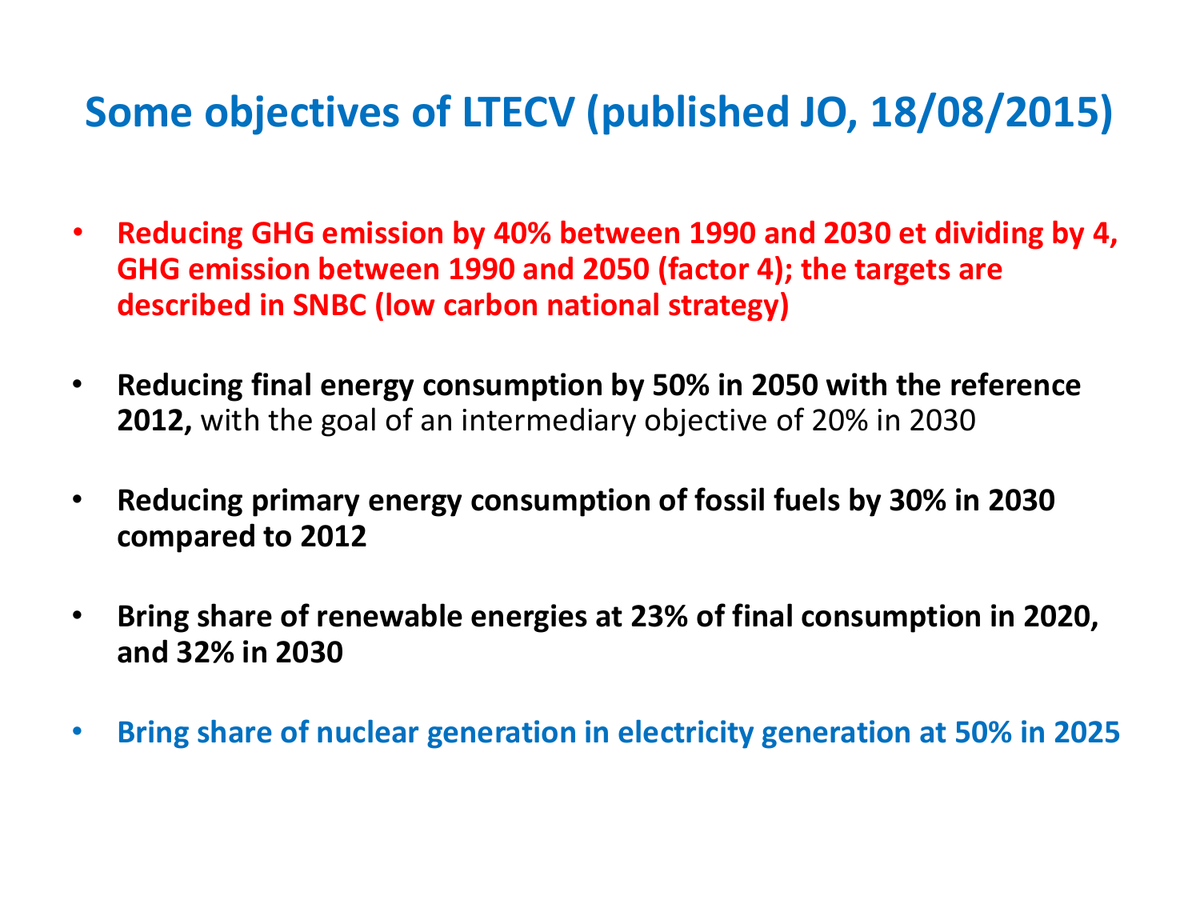# Some objectives of LTECV (published JO, 18/08/2015)

- **Reducing GHG emission by 40% between 1990 and 2030 et dividing by 4, GHG emission between 1990 and 2050 (factor 4); the targets are described in SNBC (low carbon national strategy)**
- **Reducing final energy consumption by 50% in 2050 with the reference 2012,** with the goal of an intermediary objective of 20% in 2030
- **Reducing primary energy consumption of fossil fuels by 30% in 2030 compared to 2012**
- **Bring share of renewable energies at 23% of final consumption in 2020, and 32% in 2030**
- **Bring share of nuclear generation in electricity generation at 50% in 2025**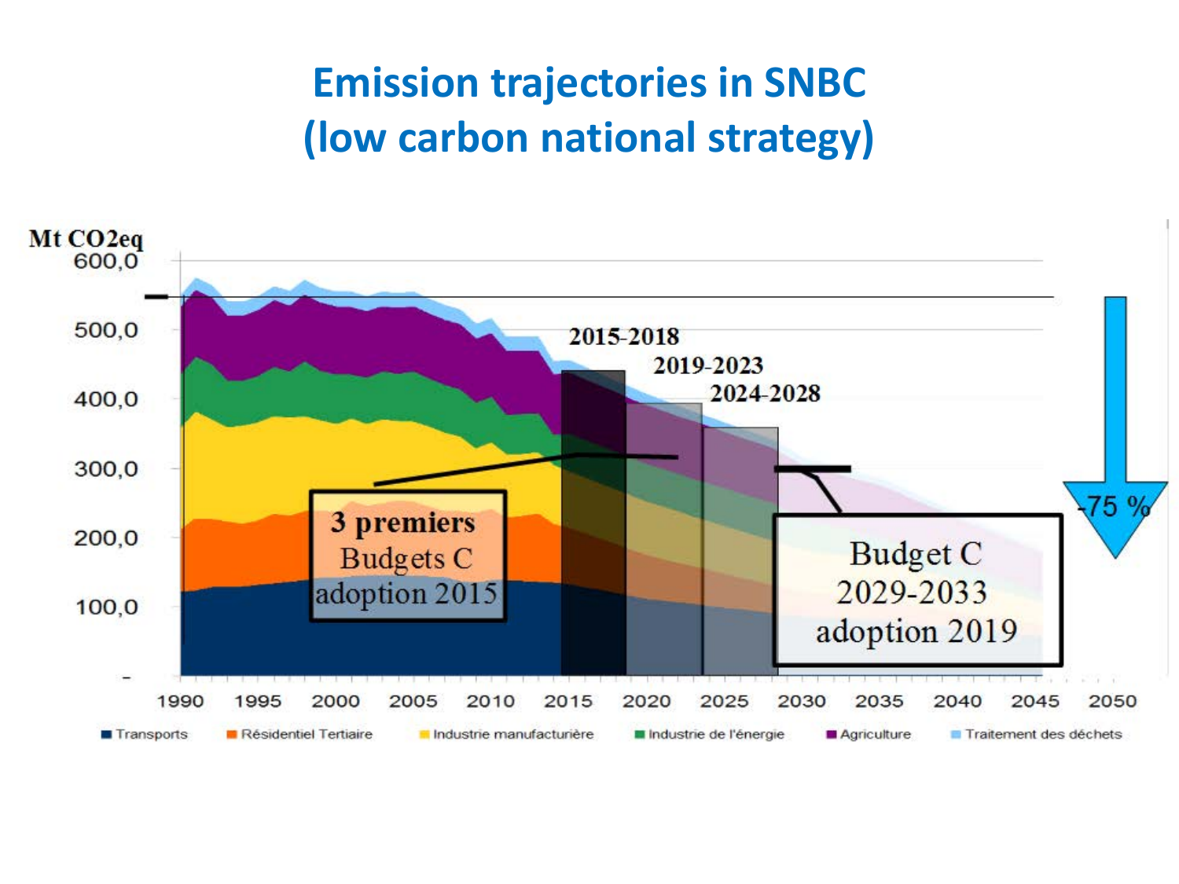# Emission trajectories in SNBC (low carbon national strategy)

Mt CO2eq

600,0
500,0
400,0
300,0
200,0
100,0
-

1990 1995 2000 2005 2010 2015 2020 2025 2030 2035 2040 2045 2050

2015-2018

2019-2023

2024-2028

3 premiers Budgets C adoption 2015

Budget C 2029-2033 adoption 2019

-75 %

Transports | Résidentiel Tertiaire | Industrie manufacturière | Industrie de l'énergie | Agriculture | Traitement des déchets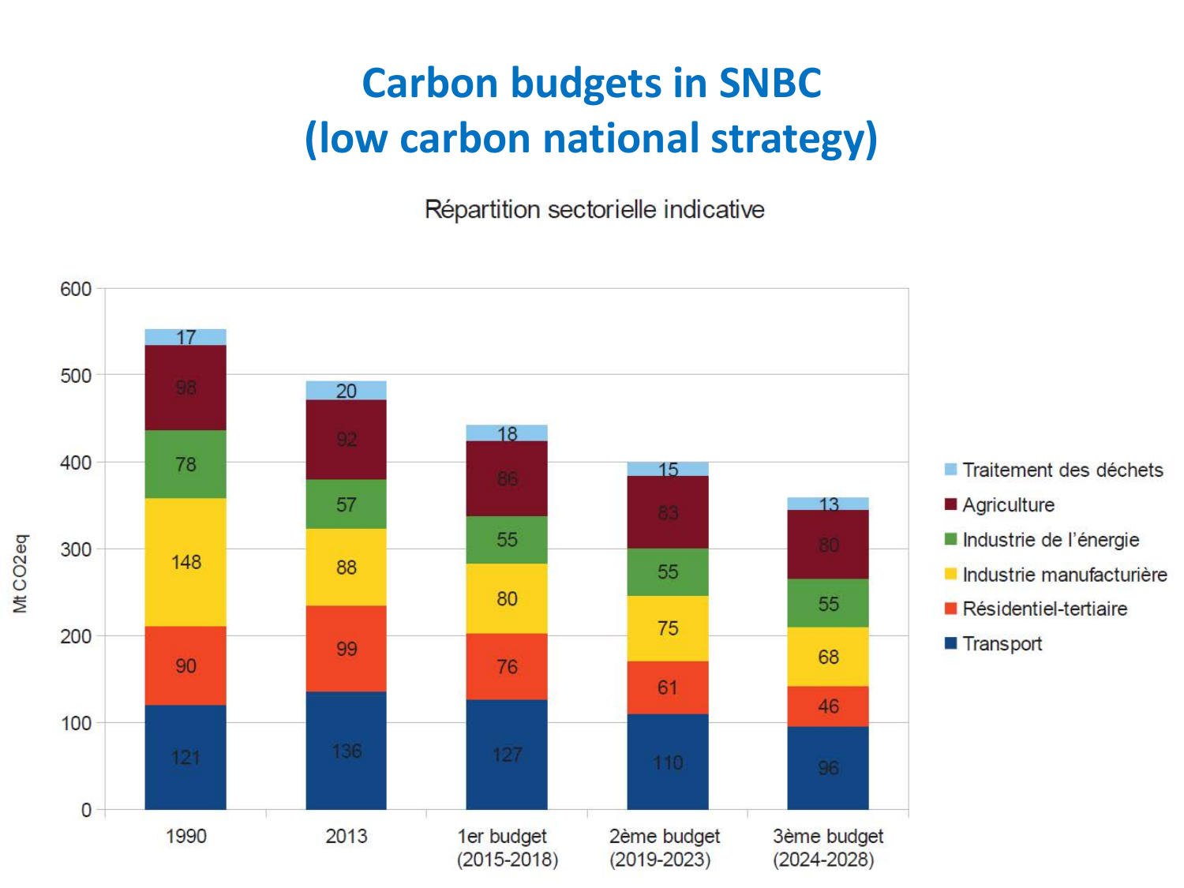# Carbon budgets in SNBC (low carbon national strategy)

Répartition sectorielle indicative

| Mt CO2eq | 1990 | 2013 | 1er budget (2015-2018) | 2ème budget (2019-2023) | 3ème budget (2024-2028) |
|---|---|---|---|---|---|
| Traitement des déchets | 17 | 20 | 18 | 15 | 13 |
| Agriculture | 98 | 92 | 86 | 83 | 80 |
| Industrie de l'énergie | 78 | 57 | 55 | 55 | 55 |
| Industrie manufacturière | 148 | 88 | 80 | 75 | 68 |
| Résidentiel-tertiaire | 90 | 99 | 76 | 61 | 46 |
| Transport | 121 | 136 | 127 | 110 | 96 |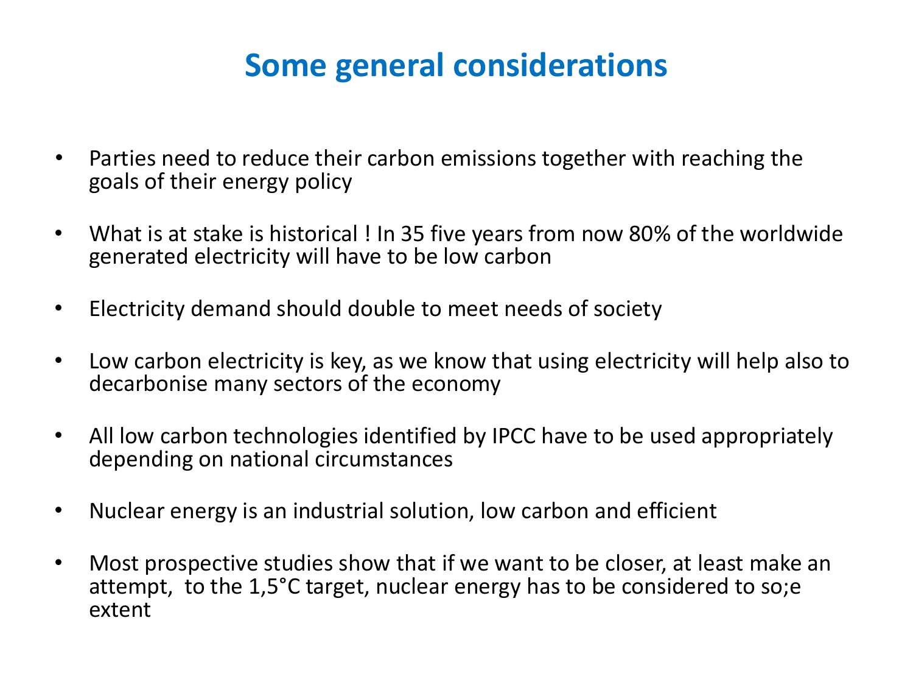# Some general considerations

- Parties need to reduce their carbon emissions together with reaching the goals of their energy policy
- What is at stake is historical ! In 35 five years from now 80% of the worldwide generated electricity will have to be low carbon
- Electricity demand should double to meet needs of society
- Low carbon electricity is key, as we know that using electricity will help also to decarbonise many sectors of the economy
- All low carbon technologies identified by IPCC have to be used appropriately depending on national circumstances
- Nuclear energy is an industrial solution, low carbon and efficient
- Most prospective studies show that if we want to be closer, at least make an attempt, to the 1,5°C target, nuclear energy has to be considered to so;e extent